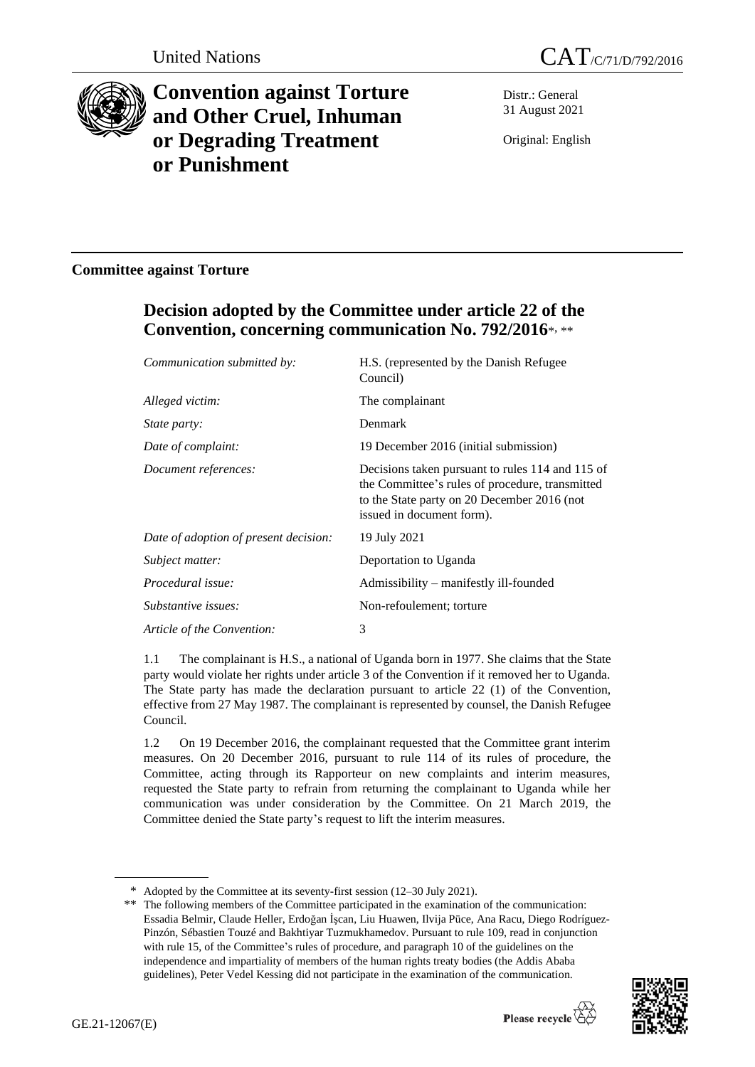United Nations

# CAT/C/71/D/792/2016

# Convention against Torture and Other Cruel, Inhuman or Degrading Treatment or Punishment

Distr.: General
31 August 2021

Original: English

## Committee against Torture

## Decision adopted by the Committee under article 22 of the Convention, concerning communication No. 792/2016*, **

| | |
|---|---|
| *Communication submitted by:* | H.S. (represented by the Danish Refugee Council) |
| *Alleged victim:* | The complainant |
| *State party:* | Denmark |
| *Date of complaint:* | 19 December 2016 (initial submission) |
| *Document references:* | Decisions taken pursuant to rules 114 and 115 of the Committee's rules of procedure, transmitted to the State party on 20 December 2016 (not issued in document form). |
| *Date of adoption of present decision:* | 19 July 2021 |
| *Subject matter:* | Deportation to Uganda |
| *Procedural issue:* | Admissibility – manifestly ill-founded |
| *Substantive issues:* | Non-refoulement; torture |
| *Article of the Convention:* | 3 |

1.1 The complainant is H.S., a national of Uganda born in 1977. She claims that the State party would violate her rights under article 3 of the Convention if it removed her to Uganda. The State party has made the declaration pursuant to article 22 (1) of the Convention, effective from 27 May 1987. The complainant is represented by counsel, the Danish Refugee Council.

1.2 On 19 December 2016, the complainant requested that the Committee grant interim measures. On 20 December 2016, pursuant to rule 114 of its rules of procedure, the Committee, acting through its Rapporteur on new complaints and interim measures, requested the State party to refrain from returning the complainant to Uganda while her communication was under consideration by the Committee. On 21 March 2019, the Committee denied the State party's request to lift the interim measures.

\* Adopted by the Committee at its seventy-first session (12–30 July 2021).

\*\* The following members of the Committee participated in the examination of the communication: Essadia Belmir, Claude Heller, Erdoğan İşcan, Liu Huawen, Ilvija Pūce, Ana Racu, Diego Rodríguez-Pinzón, Sébastien Touzé and Bakhtiyar Tuzmukhamedov. Pursuant to rule 109, read in conjunction with rule 15, of the Committee's rules of procedure, and paragraph 10 of the guidelines on the independence and impartiality of members of the human rights treaty bodies (the Addis Ababa guidelines), Peter Vedel Kessing did not participate in the examination of the communication.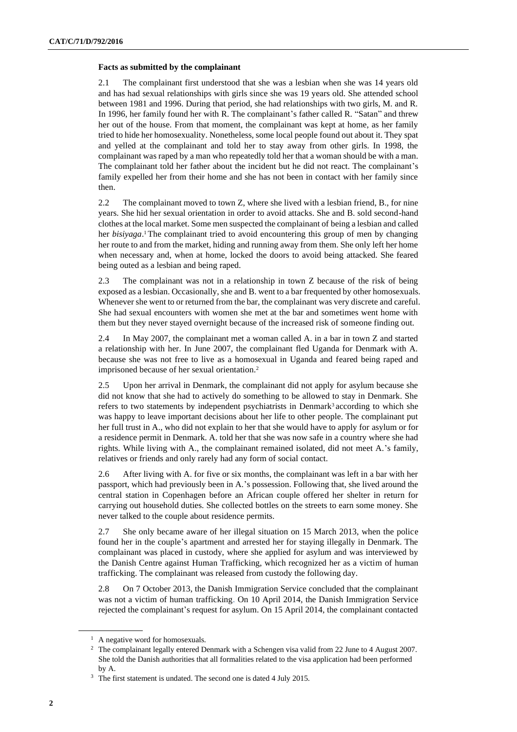**Facts as submitted by the complainant**

2.1 The complainant first understood that she was a lesbian when she was 14 years old and has had sexual relationships with girls since she was 19 years old. She attended school between 1981 and 1996. During that period, she had relationships with two girls, M. and R. In 1996, her family found her with R. The complainant's father called R. "Satan" and threw her out of the house. From that moment, the complainant was kept at home, as her family tried to hide her homosexuality. Nonetheless, some local people found out about it. They spat and yelled at the complainant and told her to stay away from other girls. In 1998, the complainant was raped by a man who repeatedly told her that a woman should be with a man. The complainant told her father about the incident but he did not react. The complainant's family expelled her from their home and she has not been in contact with her family since then.

2.2 The complainant moved to town Z, where she lived with a lesbian friend, B., for nine years. She hid her sexual orientation in order to avoid attacks. She and B. sold second-hand clothes at the local market. Some men suspected the complainant of being a lesbian and called her *bisiyaga*.[1] The complainant tried to avoid encountering this group of men by changing her route to and from the market, hiding and running away from them. She only left her home when necessary and, when at home, locked the doors to avoid being attacked. She feared being outed as a lesbian and being raped.

2.3 The complainant was not in a relationship in town Z because of the risk of being exposed as a lesbian. Occasionally, she and B. went to a bar frequented by other homosexuals. Whenever she went to or returned from the bar, the complainant was very discrete and careful. She had sexual encounters with women she met at the bar and sometimes went home with them but they never stayed overnight because of the increased risk of someone finding out.

2.4 In May 2007, the complainant met a woman called A. in a bar in town Z and started a relationship with her. In June 2007, the complainant fled Uganda for Denmark with A. because she was not free to live as a homosexual in Uganda and feared being raped and imprisoned because of her sexual orientation.[2]

2.5 Upon her arrival in Denmark, the complainant did not apply for asylum because she did not know that she had to actively do something to be allowed to stay in Denmark. She refers to two statements by independent psychiatrists in Denmark[3] according to which she was happy to leave important decisions about her life to other people. The complainant put her full trust in A., who did not explain to her that she would have to apply for asylum or for a residence permit in Denmark. A. told her that she was now safe in a country where she had rights. While living with A., the complainant remained isolated, did not meet A.'s family, relatives or friends and only rarely had any form of social contact.

2.6 After living with A. for five or six months, the complainant was left in a bar with her passport, which had previously been in A.'s possession. Following that, she lived around the central station in Copenhagen before an African couple offered her shelter in return for carrying out household duties. She collected bottles on the streets to earn some money. She never talked to the couple about residence permits.

2.7 She only became aware of her illegal situation on 15 March 2013, when the police found her in the couple's apartment and arrested her for staying illegally in Denmark. The complainant was placed in custody, where she applied for asylum and was interviewed by the Danish Centre against Human Trafficking, which recognized her as a victim of human trafficking. The complainant was released from custody the following day.

2.8 On 7 October 2013, the Danish Immigration Service concluded that the complainant was not a victim of human trafficking. On 10 April 2014, the Danish Immigration Service rejected the complainant's request for asylum. On 15 April 2014, the complainant contacted

---

[1] A negative word for homosexuals.

[2] The complainant legally entered Denmark with a Schengen visa valid from 22 June to 4 August 2007. She told the Danish authorities that all formalities related to the visa application had been performed by A.

[3] The first statement is undated. The second one is dated 4 July 2015.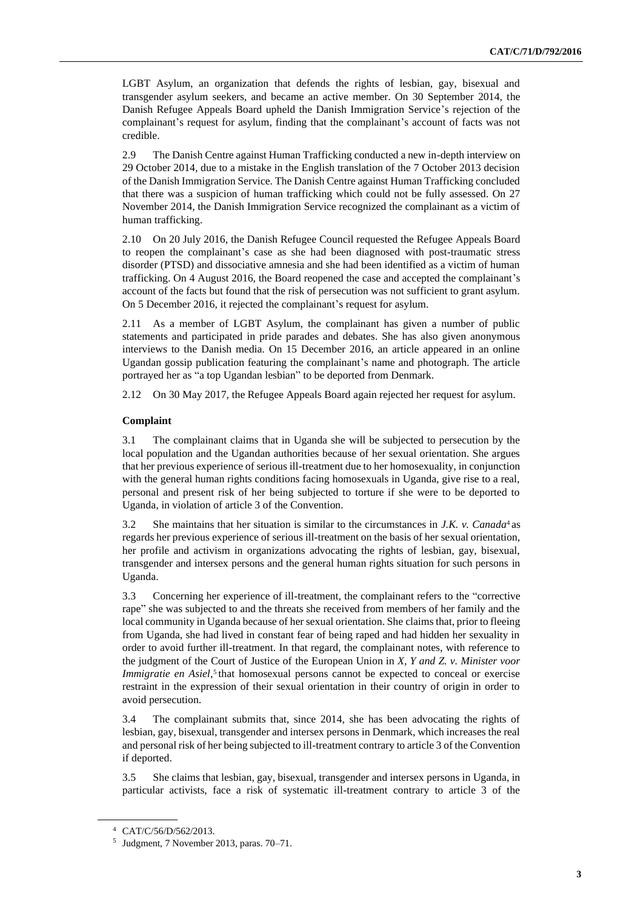LGBT Asylum, an organization that defends the rights of lesbian, gay, bisexual and transgender asylum seekers, and became an active member. On 30 September 2014, the Danish Refugee Appeals Board upheld the Danish Immigration Service's rejection of the complainant's request for asylum, finding that the complainant's account of facts was not credible.

2.9 The Danish Centre against Human Trafficking conducted a new in-depth interview on 29 October 2014, due to a mistake in the English translation of the 7 October 2013 decision of the Danish Immigration Service. The Danish Centre against Human Trafficking concluded that there was a suspicion of human trafficking which could not be fully assessed. On 27 November 2014, the Danish Immigration Service recognized the complainant as a victim of human trafficking.

2.10 On 20 July 2016, the Danish Refugee Council requested the Refugee Appeals Board to reopen the complainant's case as she had been diagnosed with post-traumatic stress disorder (PTSD) and dissociative amnesia and she had been identified as a victim of human trafficking. On 4 August 2016, the Board reopened the case and accepted the complainant's account of the facts but found that the risk of persecution was not sufficient to grant asylum. On 5 December 2016, it rejected the complainant's request for asylum.

2.11 As a member of LGBT Asylum, the complainant has given a number of public statements and participated in pride parades and debates. She has also given anonymous interviews to the Danish media. On 15 December 2016, an article appeared in an online Ugandan gossip publication featuring the complainant's name and photograph. The article portrayed her as "a top Ugandan lesbian" to be deported from Denmark.

2.12 On 30 May 2017, the Refugee Appeals Board again rejected her request for asylum.

**Complaint**

3.1 The complainant claims that in Uganda she will be subjected to persecution by the local population and the Ugandan authorities because of her sexual orientation. She argues that her previous experience of serious ill-treatment due to her homosexuality, in conjunction with the general human rights conditions facing homosexuals in Uganda, give rise to a real, personal and present risk of her being subjected to torture if she were to be deported to Uganda, in violation of article 3 of the Convention.

3.2 She maintains that her situation is similar to the circumstances in *J.K. v. Canada*[4] as regards her previous experience of serious ill-treatment on the basis of her sexual orientation, her profile and activism in organizations advocating the rights of lesbian, gay, bisexual, transgender and intersex persons and the general human rights situation for such persons in Uganda.

3.3 Concerning her experience of ill-treatment, the complainant refers to the "corrective rape" she was subjected to and the threats she received from members of her family and the local community in Uganda because of her sexual orientation. She claims that, prior to fleeing from Uganda, she had lived in constant fear of being raped and had hidden her sexuality in order to avoid further ill-treatment. In that regard, the complainant notes, with reference to the judgment of the Court of Justice of the European Union in *X, Y and Z. v. Minister voor Immigratie en Asiel*,[5] that homosexual persons cannot be expected to conceal or exercise restraint in the expression of their sexual orientation in their country of origin in order to avoid persecution.

3.4 The complainant submits that, since 2014, she has been advocating the rights of lesbian, gay, bisexual, transgender and intersex persons in Denmark, which increases the real and personal risk of her being subjected to ill-treatment contrary to article 3 of the Convention if deported.

3.5 She claims that lesbian, gay, bisexual, transgender and intersex persons in Uganda, in particular activists, face a risk of systematic ill-treatment contrary to article 3 of the

---

[4] CAT/C/56/D/562/2013.

[5] Judgment, 7 November 2013, paras. 70–71.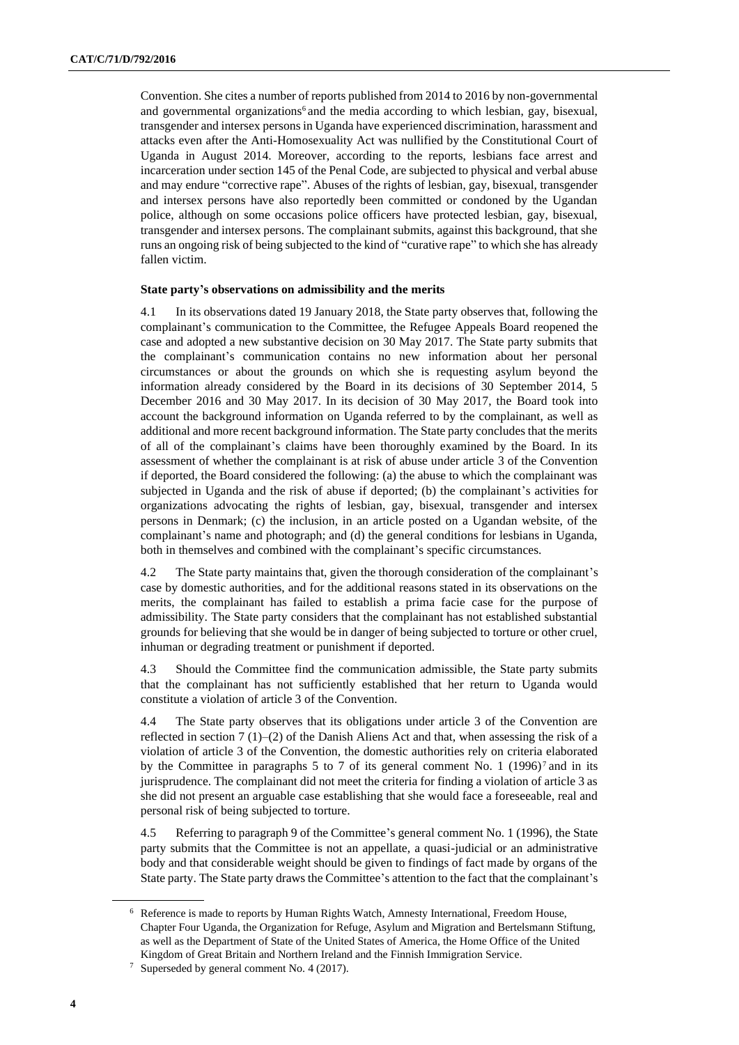Convention. She cites a number of reports published from 2014 to 2016 by non-governmental and governmental organizations[6] and the media according to which lesbian, gay, bisexual, transgender and intersex persons in Uganda have experienced discrimination, harassment and attacks even after the Anti-Homosexuality Act was nullified by the Constitutional Court of Uganda in August 2014. Moreover, according to the reports, lesbians face arrest and incarceration under section 145 of the Penal Code, are subjected to physical and verbal abuse and may endure "corrective rape". Abuses of the rights of lesbian, gay, bisexual, transgender and intersex persons have also reportedly been committed or condoned by the Ugandan police, although on some occasions police officers have protected lesbian, gay, bisexual, transgender and intersex persons. The complainant submits, against this background, that she runs an ongoing risk of being subjected to the kind of "curative rape" to which she has already fallen victim.

**State party's observations on admissibility and the merits**

4.1 In its observations dated 19 January 2018, the State party observes that, following the complainant's communication to the Committee, the Refugee Appeals Board reopened the case and adopted a new substantive decision on 30 May 2017. The State party submits that the complainant's communication contains no new information about her personal circumstances or about the grounds on which she is requesting asylum beyond the information already considered by the Board in its decisions of 30 September 2014, 5 December 2016 and 30 May 2017. In its decision of 30 May 2017, the Board took into account the background information on Uganda referred to by the complainant, as well as additional and more recent background information. The State party concludes that the merits of all of the complainant's claims have been thoroughly examined by the Board. In its assessment of whether the complainant is at risk of abuse under article 3 of the Convention if deported, the Board considered the following: (a) the abuse to which the complainant was subjected in Uganda and the risk of abuse if deported; (b) the complainant's activities for organizations advocating the rights of lesbian, gay, bisexual, transgender and intersex persons in Denmark; (c) the inclusion, in an article posted on a Ugandan website, of the complainant's name and photograph; and (d) the general conditions for lesbians in Uganda, both in themselves and combined with the complainant's specific circumstances.

4.2 The State party maintains that, given the thorough consideration of the complainant's case by domestic authorities, and for the additional reasons stated in its observations on the merits, the complainant has failed to establish a prima facie case for the purpose of admissibility. The State party considers that the complainant has not established substantial grounds for believing that she would be in danger of being subjected to torture or other cruel, inhuman or degrading treatment or punishment if deported.

4.3 Should the Committee find the communication admissible, the State party submits that the complainant has not sufficiently established that her return to Uganda would constitute a violation of article 3 of the Convention.

4.4 The State party observes that its obligations under article 3 of the Convention are reflected in section 7 (1)–(2) of the Danish Aliens Act and that, when assessing the risk of a violation of article 3 of the Convention, the domestic authorities rely on criteria elaborated by the Committee in paragraphs 5 to 7 of its general comment No. 1 (1996)[7] and in its jurisprudence. The complainant did not meet the criteria for finding a violation of article 3 as she did not present an arguable case establishing that she would face a foreseeable, real and personal risk of being subjected to torture.

4.5 Referring to paragraph 9 of the Committee's general comment No. 1 (1996), the State party submits that the Committee is not an appellate, a quasi-judicial or an administrative body and that considerable weight should be given to findings of fact made by organs of the State party. The State party draws the Committee's attention to the fact that the complainant's

[6] Reference is made to reports by Human Rights Watch, Amnesty International, Freedom House, Chapter Four Uganda, the Organization for Refuge, Asylum and Migration and Bertelsmann Stiftung, as well as the Department of State of the United States of America, the Home Office of the United Kingdom of Great Britain and Northern Ireland and the Finnish Immigration Service.

[7] Superseded by general comment No. 4 (2017).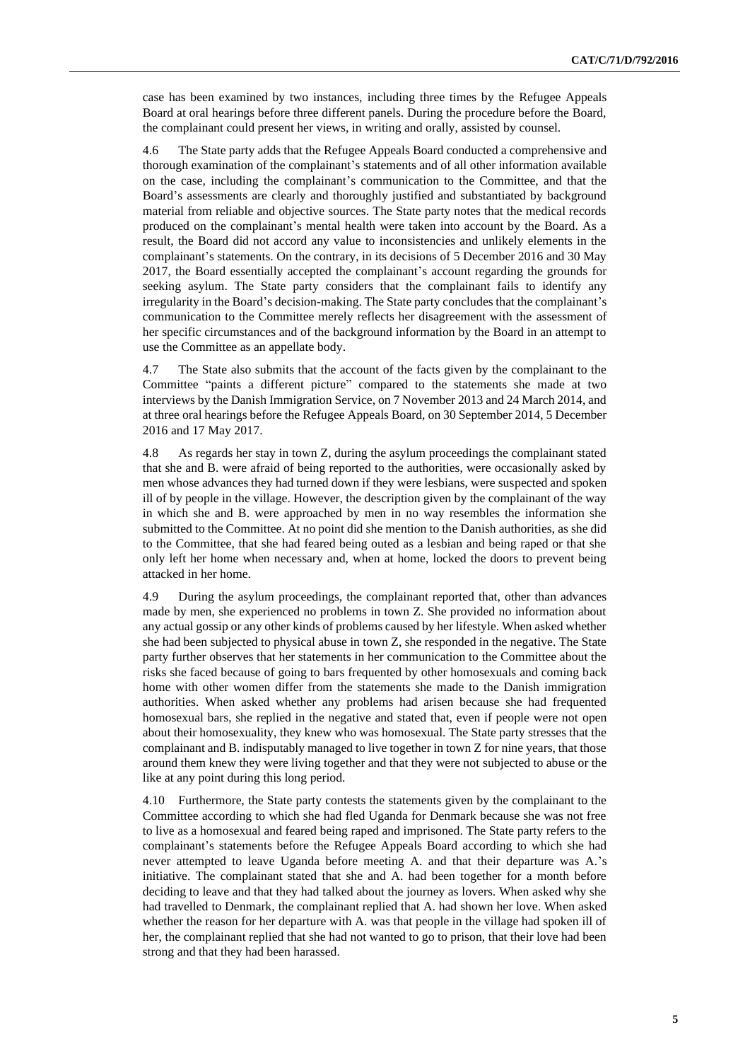case has been examined by two instances, including three times by the Refugee Appeals Board at oral hearings before three different panels. During the procedure before the Board, the complainant could present her views, in writing and orally, assisted by counsel.

4.6 The State party adds that the Refugee Appeals Board conducted a comprehensive and thorough examination of the complainant's statements and of all other information available on the case, including the complainant's communication to the Committee, and that the Board's assessments are clearly and thoroughly justified and substantiated by background material from reliable and objective sources. The State party notes that the medical records produced on the complainant's mental health were taken into account by the Board. As a result, the Board did not accord any value to inconsistencies and unlikely elements in the complainant's statements. On the contrary, in its decisions of 5 December 2016 and 30 May 2017, the Board essentially accepted the complainant's account regarding the grounds for seeking asylum. The State party considers that the complainant fails to identify any irregularity in the Board's decision-making. The State party concludes that the complainant's communication to the Committee merely reflects her disagreement with the assessment of her specific circumstances and of the background information by the Board in an attempt to use the Committee as an appellate body.

4.7 The State also submits that the account of the facts given by the complainant to the Committee "paints a different picture" compared to the statements she made at two interviews by the Danish Immigration Service, on 7 November 2013 and 24 March 2014, and at three oral hearings before the Refugee Appeals Board, on 30 September 2014, 5 December 2016 and 17 May 2017.

4.8 As regards her stay in town Z, during the asylum proceedings the complainant stated that she and B. were afraid of being reported to the authorities, were occasionally asked by men whose advances they had turned down if they were lesbians, were suspected and spoken ill of by people in the village. However, the description given by the complainant of the way in which she and B. were approached by men in no way resembles the information she submitted to the Committee. At no point did she mention to the Danish authorities, as she did to the Committee, that she had feared being outed as a lesbian and being raped or that she only left her home when necessary and, when at home, locked the doors to prevent being attacked in her home.

4.9 During the asylum proceedings, the complainant reported that, other than advances made by men, she experienced no problems in town Z. She provided no information about any actual gossip or any other kinds of problems caused by her lifestyle. When asked whether she had been subjected to physical abuse in town Z, she responded in the negative. The State party further observes that her statements in her communication to the Committee about the risks she faced because of going to bars frequented by other homosexuals and coming back home with other women differ from the statements she made to the Danish immigration authorities. When asked whether any problems had arisen because she had frequented homosexual bars, she replied in the negative and stated that, even if people were not open about their homosexuality, they knew who was homosexual. The State party stresses that the complainant and B. indisputably managed to live together in town Z for nine years, that those around them knew they were living together and that they were not subjected to abuse or the like at any point during this long period.

4.10 Furthermore, the State party contests the statements given by the complainant to the Committee according to which she had fled Uganda for Denmark because she was not free to live as a homosexual and feared being raped and imprisoned. The State party refers to the complainant's statements before the Refugee Appeals Board according to which she had never attempted to leave Uganda before meeting A. and that their departure was A.'s initiative. The complainant stated that she and A. had been together for a month before deciding to leave and that they had talked about the journey as lovers. When asked why she had travelled to Denmark, the complainant replied that A. had shown her love. When asked whether the reason for her departure with A. was that people in the village had spoken ill of her, the complainant replied that she had not wanted to go to prison, that their love had been strong and that they had been harassed.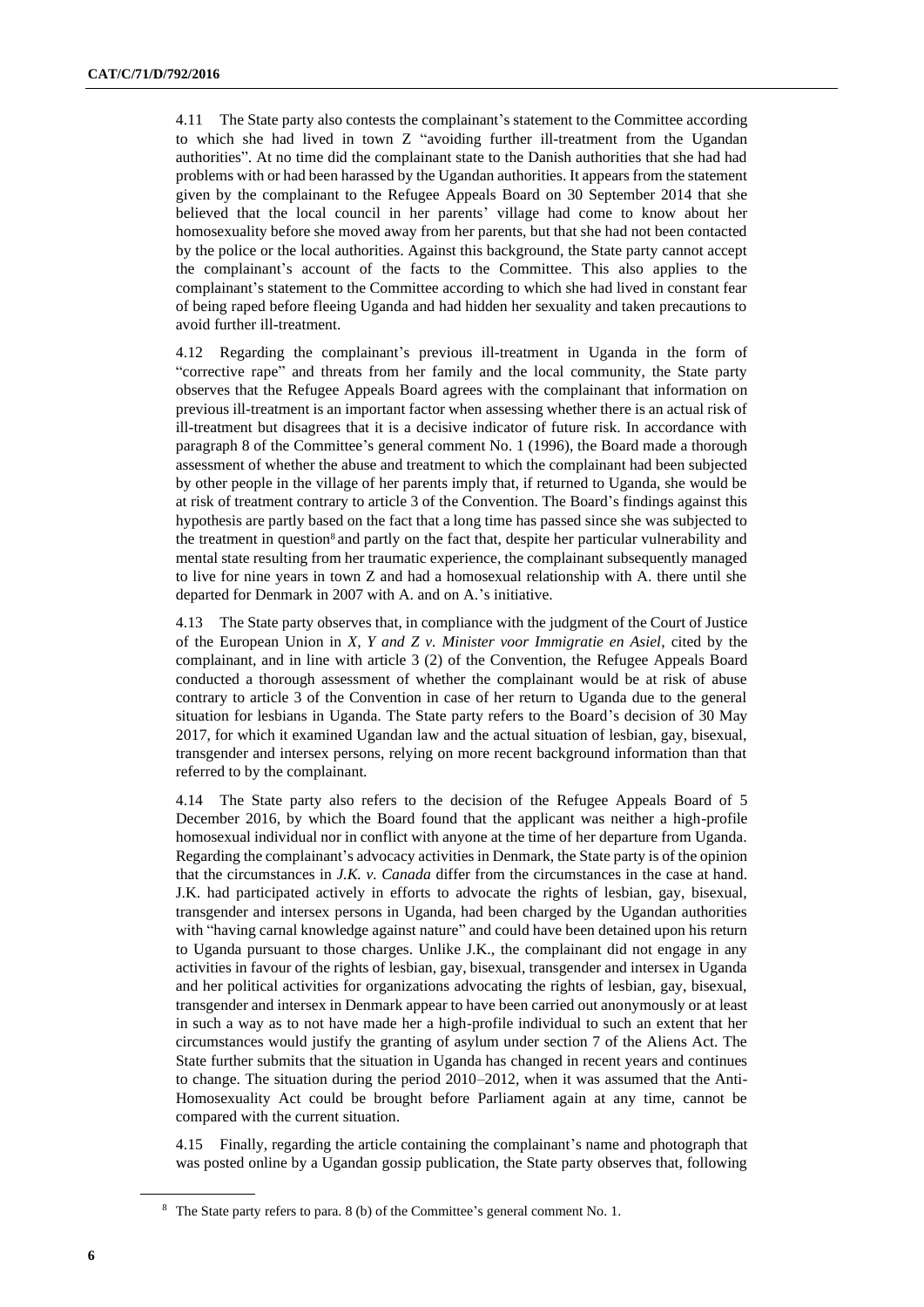4.11 The State party also contests the complainant's statement to the Committee according to which she had lived in town Z "avoiding further ill-treatment from the Ugandan authorities". At no time did the complainant state to the Danish authorities that she had had problems with or had been harassed by the Ugandan authorities. It appears from the statement given by the complainant to the Refugee Appeals Board on 30 September 2014 that she believed that the local council in her parents' village had come to know about her homosexuality before she moved away from her parents, but that she had not been contacted by the police or the local authorities. Against this background, the State party cannot accept the complainant's account of the facts to the Committee. This also applies to the complainant's statement to the Committee according to which she had lived in constant fear of being raped before fleeing Uganda and had hidden her sexuality and taken precautions to avoid further ill-treatment.

4.12 Regarding the complainant's previous ill-treatment in Uganda in the form of "corrective rape" and threats from her family and the local community, the State party observes that the Refugee Appeals Board agrees with the complainant that information on previous ill-treatment is an important factor when assessing whether there is an actual risk of ill-treatment but disagrees that it is a decisive indicator of future risk. In accordance with paragraph 8 of the Committee's general comment No. 1 (1996), the Board made a thorough assessment of whether the abuse and treatment to which the complainant had been subjected by other people in the village of her parents imply that, if returned to Uganda, she would be at risk of treatment contrary to article 3 of the Convention. The Board's findings against this hypothesis are partly based on the fact that a long time has passed since she was subjected to the treatment in question[8] and partly on the fact that, despite her particular vulnerability and mental state resulting from her traumatic experience, the complainant subsequently managed to live for nine years in town Z and had a homosexual relationship with A. there until she departed for Denmark in 2007 with A. and on A.'s initiative.

4.13 The State party observes that, in compliance with the judgment of the Court of Justice of the European Union in *X, Y and Z v. Minister voor Immigratie en Asiel*, cited by the complainant, and in line with article 3 (2) of the Convention, the Refugee Appeals Board conducted a thorough assessment of whether the complainant would be at risk of abuse contrary to article 3 of the Convention in case of her return to Uganda due to the general situation for lesbians in Uganda. The State party refers to the Board's decision of 30 May 2017, for which it examined Ugandan law and the actual situation of lesbian, gay, bisexual, transgender and intersex persons, relying on more recent background information than that referred to by the complainant.

4.14 The State party also refers to the decision of the Refugee Appeals Board of 5 December 2016, by which the Board found that the applicant was neither a high-profile homosexual individual nor in conflict with anyone at the time of her departure from Uganda. Regarding the complainant's advocacy activities in Denmark, the State party is of the opinion that the circumstances in *J.K. v. Canada* differ from the circumstances in the case at hand. J.K. had participated actively in efforts to advocate the rights of lesbian, gay, bisexual, transgender and intersex persons in Uganda, had been charged by the Ugandan authorities with "having carnal knowledge against nature" and could have been detained upon his return to Uganda pursuant to those charges. Unlike J.K., the complainant did not engage in any activities in favour of the rights of lesbian, gay, bisexual, transgender and intersex in Uganda and her political activities for organizations advocating the rights of lesbian, gay, bisexual, transgender and intersex in Denmark appear to have been carried out anonymously or at least in such a way as to not have made her a high-profile individual to such an extent that her circumstances would justify the granting of asylum under section 7 of the Aliens Act. The State further submits that the situation in Uganda has changed in recent years and continues to change. The situation during the period 2010–2012, when it was assumed that the Anti-Homosexuality Act could be brought before Parliament again at any time, cannot be compared with the current situation.

4.15 Finally, regarding the article containing the complainant's name and photograph that was posted online by a Ugandan gossip publication, the State party observes that, following

[8] The State party refers to para. 8 (b) of the Committee's general comment No. 1.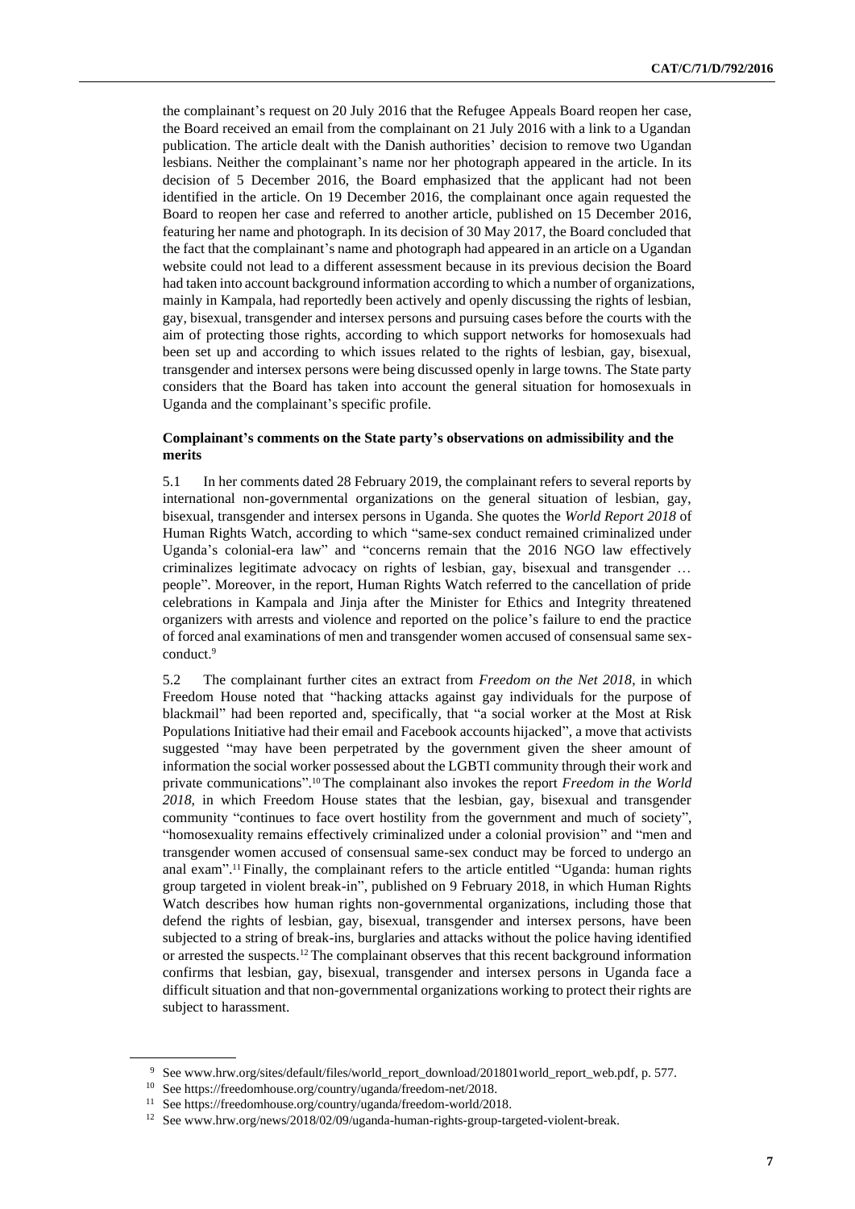the complainant's request on 20 July 2016 that the Refugee Appeals Board reopen her case, the Board received an email from the complainant on 21 July 2016 with a link to a Ugandan publication. The article dealt with the Danish authorities' decision to remove two Ugandan lesbians. Neither the complainant's name nor her photograph appeared in the article. In its decision of 5 December 2016, the Board emphasized that the applicant had not been identified in the article. On 19 December 2016, the complainant once again requested the Board to reopen her case and referred to another article, published on 15 December 2016, featuring her name and photograph. In its decision of 30 May 2017, the Board concluded that the fact that the complainant's name and photograph had appeared in an article on a Ugandan website could not lead to a different assessment because in its previous decision the Board had taken into account background information according to which a number of organizations, mainly in Kampala, had reportedly been actively and openly discussing the rights of lesbian, gay, bisexual, transgender and intersex persons and pursuing cases before the courts with the aim of protecting those rights, according to which support networks for homosexuals had been set up and according to which issues related to the rights of lesbian, gay, bisexual, transgender and intersex persons were being discussed openly in large towns. The State party considers that the Board has taken into account the general situation for homosexuals in Uganda and the complainant's specific profile.

### Complainant's comments on the State party's observations on admissibility and the merits

5.1 In her comments dated 28 February 2019, the complainant refers to several reports by international non-governmental organizations on the general situation of lesbian, gay, bisexual, transgender and intersex persons in Uganda. She quotes the *World Report 2018* of Human Rights Watch, according to which "same-sex conduct remained criminalized under Uganda's colonial-era law" and "concerns remain that the 2016 NGO law effectively criminalizes legitimate advocacy on rights of lesbian, gay, bisexual and transgender … people". Moreover, in the report, Human Rights Watch referred to the cancellation of pride celebrations in Kampala and Jinja after the Minister for Ethics and Integrity threatened organizers with arrests and violence and reported on the police's failure to end the practice of forced anal examinations of men and transgender women accused of consensual same sex-conduct.[9]

5.2 The complainant further cites an extract from *Freedom on the Net 2018*, in which Freedom House noted that "hacking attacks against gay individuals for the purpose of blackmail" had been reported and, specifically, that "a social worker at the Most at Risk Populations Initiative had their email and Facebook accounts hijacked", a move that activists suggested "may have been perpetrated by the government given the sheer amount of information the social worker possessed about the LGBTI community through their work and private communications".[10] The complainant also invokes the report *Freedom in the World 2018*, in which Freedom House states that the lesbian, gay, bisexual and transgender community "continues to face overt hostility from the government and much of society", "homosexuality remains effectively criminalized under a colonial provision" and "men and transgender women accused of consensual same-sex conduct may be forced to undergo an anal exam".[11] Finally, the complainant refers to the article entitled "Uganda: human rights group targeted in violent break-in", published on 9 February 2018, in which Human Rights Watch describes how human rights non-governmental organizations, including those that defend the rights of lesbian, gay, bisexual, transgender and intersex persons, have been subjected to a string of break-ins, burglaries and attacks without the police having identified or arrested the suspects.[12] The complainant observes that this recent background information confirms that lesbian, gay, bisexual, transgender and intersex persons in Uganda face a difficult situation and that non-governmental organizations working to protect their rights are subject to harassment.

---

[9] See www.hrw.org/sites/default/files/world_report_download/201801world_report_web.pdf, p. 577.

[10] See https://freedomhouse.org/country/uganda/freedom-net/2018.

[11] See https://freedomhouse.org/country/uganda/freedom-world/2018.

[12] See www.hrw.org/news/2018/02/09/uganda-human-rights-group-targeted-violent-break.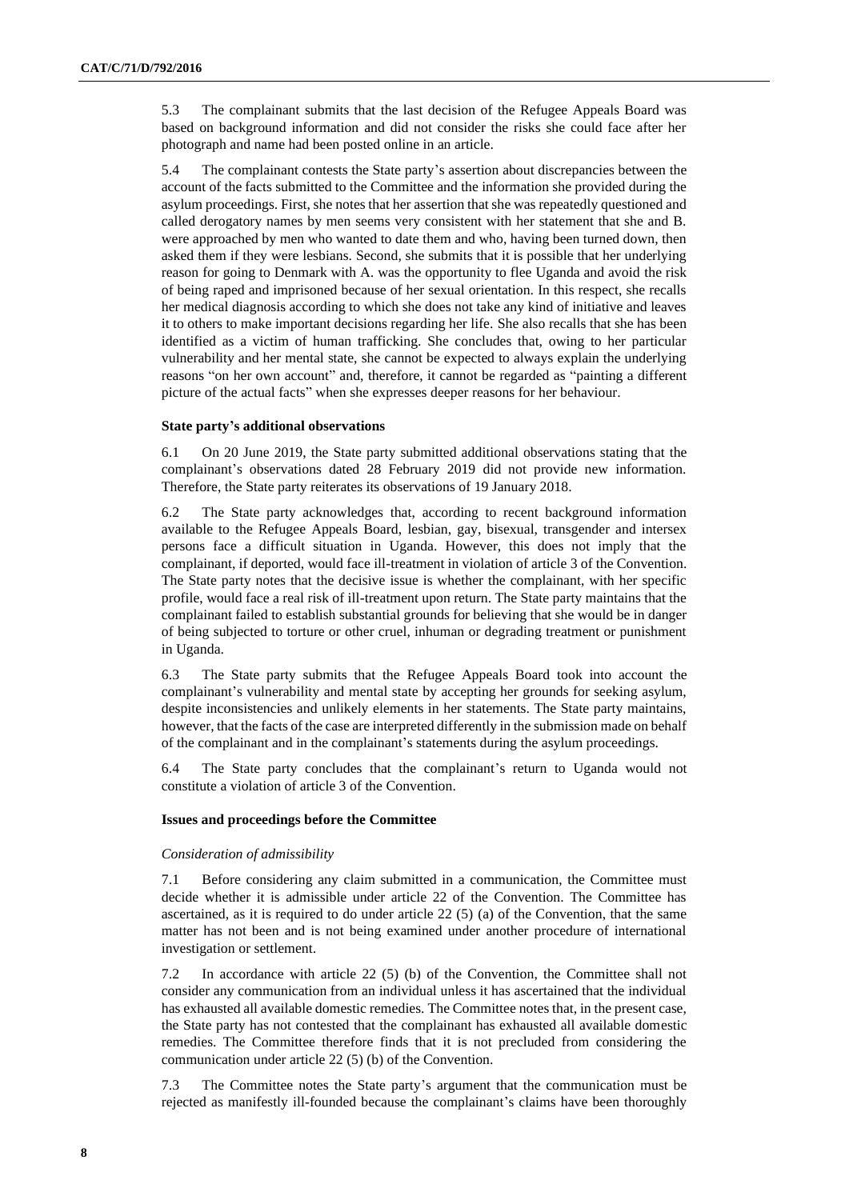5.3 The complainant submits that the last decision of the Refugee Appeals Board was based on background information and did not consider the risks she could face after her photograph and name had been posted online in an article.

5.4 The complainant contests the State party's assertion about discrepancies between the account of the facts submitted to the Committee and the information she provided during the asylum proceedings. First, she notes that her assertion that she was repeatedly questioned and called derogatory names by men seems very consistent with her statement that she and B. were approached by men who wanted to date them and who, having been turned down, then asked them if they were lesbians. Second, she submits that it is possible that her underlying reason for going to Denmark with A. was the opportunity to flee Uganda and avoid the risk of being raped and imprisoned because of her sexual orientation. In this respect, she recalls her medical diagnosis according to which she does not take any kind of initiative and leaves it to others to make important decisions regarding her life. She also recalls that she has been identified as a victim of human trafficking. She concludes that, owing to her particular vulnerability and her mental state, she cannot be expected to always explain the underlying reasons "on her own account" and, therefore, it cannot be regarded as "painting a different picture of the actual facts" when she expresses deeper reasons for her behaviour.

### State party's additional observations

6.1 On 20 June 2019, the State party submitted additional observations stating that the complainant's observations dated 28 February 2019 did not provide new information. Therefore, the State party reiterates its observations of 19 January 2018.

6.2 The State party acknowledges that, according to recent background information available to the Refugee Appeals Board, lesbian, gay, bisexual, transgender and intersex persons face a difficult situation in Uganda. However, this does not imply that the complainant, if deported, would face ill-treatment in violation of article 3 of the Convention. The State party notes that the decisive issue is whether the complainant, with her specific profile, would face a real risk of ill-treatment upon return. The State party maintains that the complainant failed to establish substantial grounds for believing that she would be in danger of being subjected to torture or other cruel, inhuman or degrading treatment or punishment in Uganda.

6.3 The State party submits that the Refugee Appeals Board took into account the complainant's vulnerability and mental state by accepting her grounds for seeking asylum, despite inconsistencies and unlikely elements in her statements. The State party maintains, however, that the facts of the case are interpreted differently in the submission made on behalf of the complainant and in the complainant's statements during the asylum proceedings.

6.4 The State party concludes that the complainant's return to Uganda would not constitute a violation of article 3 of the Convention.

### Issues and proceedings before the Committee

*Consideration of admissibility*

7.1 Before considering any claim submitted in a communication, the Committee must decide whether it is admissible under article 22 of the Convention. The Committee has ascertained, as it is required to do under article 22 (5) (a) of the Convention, that the same matter has not been and is not being examined under another procedure of international investigation or settlement.

7.2 In accordance with article 22 (5) (b) of the Convention, the Committee shall not consider any communication from an individual unless it has ascertained that the individual has exhausted all available domestic remedies. The Committee notes that, in the present case, the State party has not contested that the complainant has exhausted all available domestic remedies. The Committee therefore finds that it is not precluded from considering the communication under article 22 (5) (b) of the Convention.

7.3 The Committee notes the State party's argument that the communication must be rejected as manifestly ill-founded because the complainant's claims have been thoroughly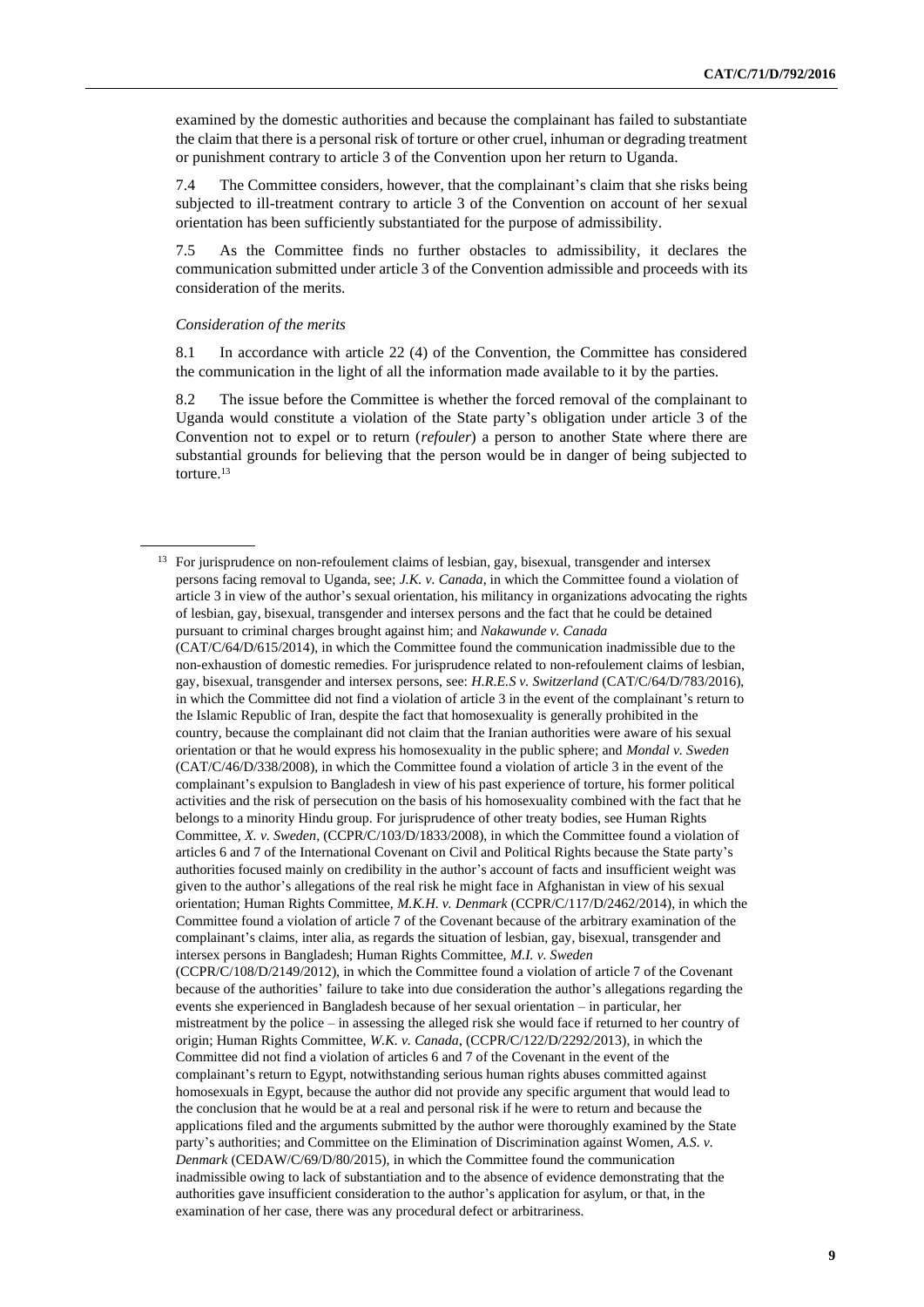examined by the domestic authorities and because the complainant has failed to substantiate the claim that there is a personal risk of torture or other cruel, inhuman or degrading treatment or punishment contrary to article 3 of the Convention upon her return to Uganda.

7.4 The Committee considers, however, that the complainant's claim that she risks being subjected to ill-treatment contrary to article 3 of the Convention on account of her sexual orientation has been sufficiently substantiated for the purpose of admissibility.

7.5 As the Committee finds no further obstacles to admissibility, it declares the communication submitted under article 3 of the Convention admissible and proceeds with its consideration of the merits.

*Consideration of the merits*

8.1 In accordance with article 22 (4) of the Convention, the Committee has considered the communication in the light of all the information made available to it by the parties.

8.2 The issue before the Committee is whether the forced removal of the complainant to Uganda would constitute a violation of the State party's obligation under article 3 of the Convention not to expel or to return (*refouler*) a person to another State where there are substantial grounds for believing that the person would be in danger of being subjected to torture.[13]

---

[13] For jurisprudence on non-refoulement claims of lesbian, gay, bisexual, transgender and intersex persons facing removal to Uganda, see; *J.K. v. Canada*, in which the Committee found a violation of article 3 in view of the author's sexual orientation, his militancy in organizations advocating the rights of lesbian, gay, bisexual, transgender and intersex persons and the fact that he could be detained pursuant to criminal charges brought against him; and *Nakawunde v. Canada* (CAT/C/64/D/615/2014), in which the Committee found the communication inadmissible due to the non-exhaustion of domestic remedies. For jurisprudence related to non-refoulement claims of lesbian, gay, bisexual, transgender and intersex persons, see: *H.R.E.S v. Switzerland* (CAT/C/64/D/783/2016), in which the Committee did not find a violation of article 3 in the event of the complainant's return to the Islamic Republic of Iran, despite the fact that homosexuality is generally prohibited in the country, because the complainant did not claim that the Iranian authorities were aware of his sexual orientation or that he would express his homosexuality in the public sphere; and *Mondal v. Sweden* (CAT/C/46/D/338/2008), in which the Committee found a violation of article 3 in the event of the complainant's expulsion to Bangladesh in view of his past experience of torture, his former political activities and the risk of persecution on the basis of his homosexuality combined with the fact that he belongs to a minority Hindu group. For jurisprudence of other treaty bodies, see Human Rights Committee, *X. v. Sweden*, (CCPR/C/103/D/1833/2008), in which the Committee found a violation of articles 6 and 7 of the International Covenant on Civil and Political Rights because the State party's authorities focused mainly on credibility in the author's account of facts and insufficient weight was given to the author's allegations of the real risk he might face in Afghanistan in view of his sexual orientation; Human Rights Committee, *M.K.H. v. Denmark* (CCPR/C/117/D/2462/2014), in which the Committee found a violation of article 7 of the Covenant because of the arbitrary examination of the complainant's claims, inter alia, as regards the situation of lesbian, gay, bisexual, transgender and intersex persons in Bangladesh; Human Rights Committee, *M.I. v. Sweden* (CCPR/C/108/D/2149/2012), in which the Committee found a violation of article 7 of the Covenant because of the authorities' failure to take into due consideration the author's allegations regarding the events she experienced in Bangladesh because of her sexual orientation – in particular, her mistreatment by the police – in assessing the alleged risk she would face if returned to her country of origin; Human Rights Committee, *W.K. v. Canada*, (CCPR/C/122/D/2292/2013), in which the Committee did not find a violation of articles 6 and 7 of the Covenant in the event of the complainant's return to Egypt, notwithstanding serious human rights abuses committed against homosexuals in Egypt, because the author did not provide any specific argument that would lead to the conclusion that he would be at a real and personal risk if he were to return and because the applications filed and the arguments submitted by the author were thoroughly examined by the State party's authorities; and Committee on the Elimination of Discrimination against Women, *A.S. v. Denmark* (CEDAW/C/69/D/80/2015), in which the Committee found the communication inadmissible owing to lack of substantiation and to the absence of evidence demonstrating that the authorities gave insufficient consideration to the author's application for asylum, or that, in the examination of her case, there was any procedural defect or arbitrariness.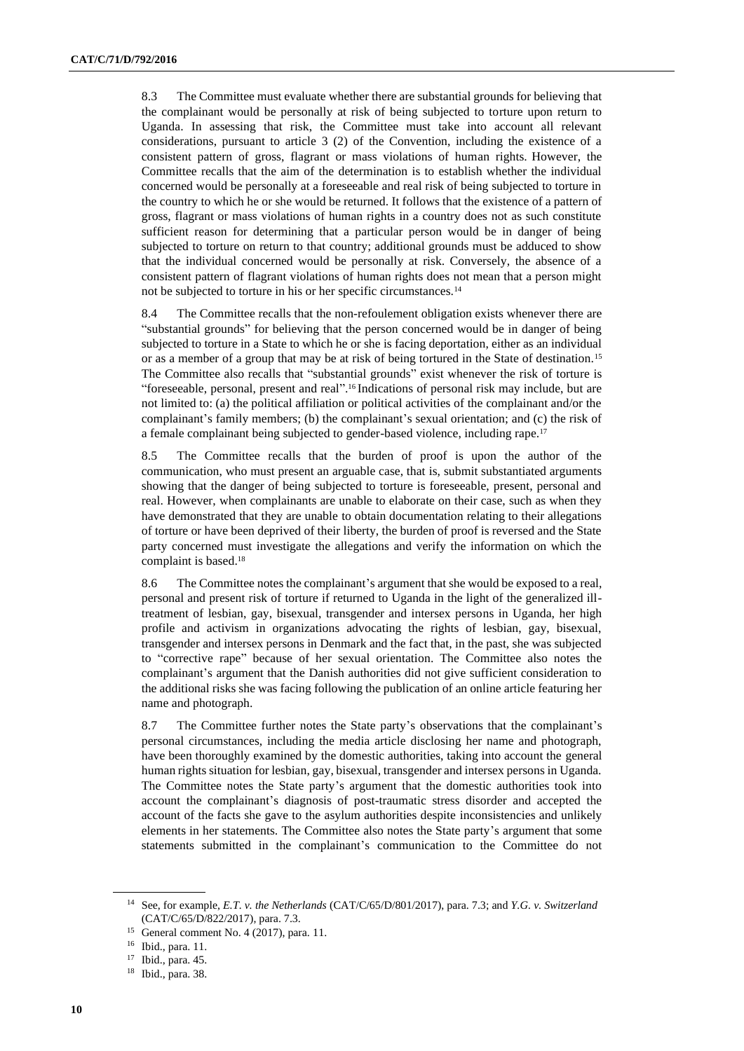8.3 The Committee must evaluate whether there are substantial grounds for believing that the complainant would be personally at risk of being subjected to torture upon return to Uganda. In assessing that risk, the Committee must take into account all relevant considerations, pursuant to article 3 (2) of the Convention, including the existence of a consistent pattern of gross, flagrant or mass violations of human rights. However, the Committee recalls that the aim of the determination is to establish whether the individual concerned would be personally at a foreseeable and real risk of being subjected to torture in the country to which he or she would be returned. It follows that the existence of a pattern of gross, flagrant or mass violations of human rights in a country does not as such constitute sufficient reason for determining that a particular person would be in danger of being subjected to torture on return to that country; additional grounds must be adduced to show that the individual concerned would be personally at risk. Conversely, the absence of a consistent pattern of flagrant violations of human rights does not mean that a person might not be subjected to torture in his or her specific circumstances.[14]

8.4 The Committee recalls that the non-refoulement obligation exists whenever there are "substantial grounds" for believing that the person concerned would be in danger of being subjected to torture in a State to which he or she is facing deportation, either as an individual or as a member of a group that may be at risk of being tortured in the State of destination.[15] The Committee also recalls that "substantial grounds" exist whenever the risk of torture is "foreseeable, personal, present and real".[16] Indications of personal risk may include, but are not limited to: (a) the political affiliation or political activities of the complainant and/or the complainant's family members; (b) the complainant's sexual orientation; and (c) the risk of a female complainant being subjected to gender-based violence, including rape.[17]

8.5 The Committee recalls that the burden of proof is upon the author of the communication, who must present an arguable case, that is, submit substantiated arguments showing that the danger of being subjected to torture is foreseeable, present, personal and real. However, when complainants are unable to elaborate on their case, such as when they have demonstrated that they are unable to obtain documentation relating to their allegations of torture or have been deprived of their liberty, the burden of proof is reversed and the State party concerned must investigate the allegations and verify the information on which the complaint is based.[18]

8.6 The Committee notes the complainant's argument that she would be exposed to a real, personal and present risk of torture if returned to Uganda in the light of the generalized ill-treatment of lesbian, gay, bisexual, transgender and intersex persons in Uganda, her high profile and activism in organizations advocating the rights of lesbian, gay, bisexual, transgender and intersex persons in Denmark and the fact that, in the past, she was subjected to "corrective rape" because of her sexual orientation. The Committee also notes the complainant's argument that the Danish authorities did not give sufficient consideration to the additional risks she was facing following the publication of an online article featuring her name and photograph.

8.7 The Committee further notes the State party's observations that the complainant's personal circumstances, including the media article disclosing her name and photograph, have been thoroughly examined by the domestic authorities, taking into account the general human rights situation for lesbian, gay, bisexual, transgender and intersex persons in Uganda. The Committee notes the State party's argument that the domestic authorities took into account the complainant's diagnosis of post-traumatic stress disorder and accepted the account of the facts she gave to the asylum authorities despite inconsistencies and unlikely elements in her statements. The Committee also notes the State party's argument that some statements submitted in the complainant's communication to the Committee do not

---

[14] See, for example, *E.T. v. the Netherlands* (CAT/C/65/D/801/2017), para. 7.3; and *Y.G. v. Switzerland* (CAT/C/65/D/822/2017), para. 7.3.

[15] General comment No. 4 (2017), para. 11.

[16] Ibid., para. 11.

[17] Ibid., para. 45.

[18] Ibid., para. 38.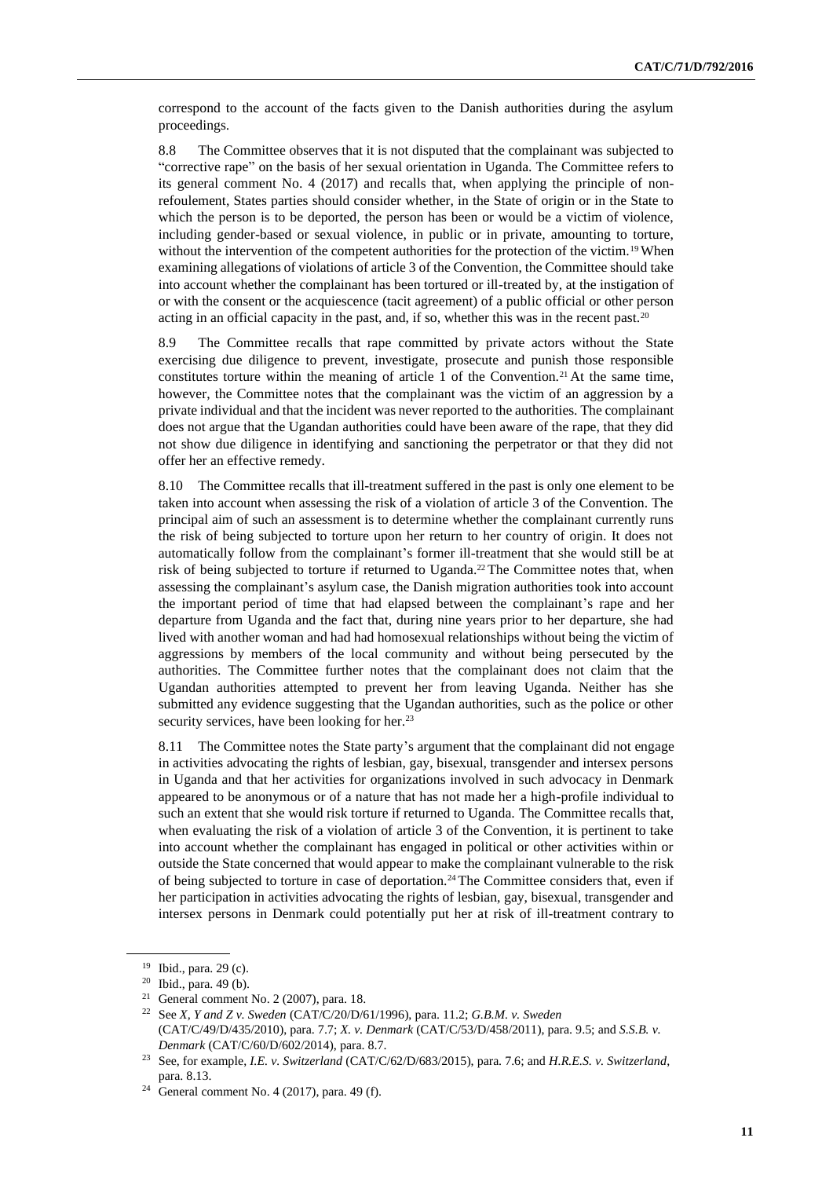correspond to the account of the facts given to the Danish authorities during the asylum proceedings.

8.8 The Committee observes that it is not disputed that the complainant was subjected to "corrective rape" on the basis of her sexual orientation in Uganda. The Committee refers to its general comment No. 4 (2017) and recalls that, when applying the principle of non-refoulement, States parties should consider whether, in the State of origin or in the State to which the person is to be deported, the person has been or would be a victim of violence, including gender-based or sexual violence, in public or in private, amounting to torture, without the intervention of the competent authorities for the protection of the victim.[19] When examining allegations of violations of article 3 of the Convention, the Committee should take into account whether the complainant has been tortured or ill-treated by, at the instigation of or with the consent or the acquiescence (tacit agreement) of a public official or other person acting in an official capacity in the past, and, if so, whether this was in the recent past.[20]

8.9 The Committee recalls that rape committed by private actors without the State exercising due diligence to prevent, investigate, prosecute and punish those responsible constitutes torture within the meaning of article 1 of the Convention.[21] At the same time, however, the Committee notes that the complainant was the victim of an aggression by a private individual and that the incident was never reported to the authorities. The complainant does not argue that the Ugandan authorities could have been aware of the rape, that they did not show due diligence in identifying and sanctioning the perpetrator or that they did not offer her an effective remedy.

8.10 The Committee recalls that ill-treatment suffered in the past is only one element to be taken into account when assessing the risk of a violation of article 3 of the Convention. The principal aim of such an assessment is to determine whether the complainant currently runs the risk of being subjected to torture upon her return to her country of origin. It does not automatically follow from the complainant's former ill-treatment that she would still be at risk of being subjected to torture if returned to Uganda.[22] The Committee notes that, when assessing the complainant's asylum case, the Danish migration authorities took into account the important period of time that had elapsed between the complainant's rape and her departure from Uganda and the fact that, during nine years prior to her departure, she had lived with another woman and had had homosexual relationships without being the victim of aggressions by members of the local community and without being persecuted by the authorities. The Committee further notes that the complainant does not claim that the Ugandan authorities attempted to prevent her from leaving Uganda. Neither has she submitted any evidence suggesting that the Ugandan authorities, such as the police or other security services, have been looking for her.[23]

8.11 The Committee notes the State party's argument that the complainant did not engage in activities advocating the rights of lesbian, gay, bisexual, transgender and intersex persons in Uganda and that her activities for organizations involved in such advocacy in Denmark appeared to be anonymous or of a nature that has not made her a high-profile individual to such an extent that she would risk torture if returned to Uganda. The Committee recalls that, when evaluating the risk of a violation of article 3 of the Convention, it is pertinent to take into account whether the complainant has engaged in political or other activities within or outside the State concerned that would appear to make the complainant vulnerable to the risk of being subjected to torture in case of deportation.[24] The Committee considers that, even if her participation in activities advocating the rights of lesbian, gay, bisexual, transgender and intersex persons in Denmark could potentially put her at risk of ill-treatment contrary to

---

[19] Ibid., para. 29 (c).

[20] Ibid., para. 49 (b).

[21] General comment No. 2 (2007), para. 18.

[22] See *X, Y and Z v. Sweden* (CAT/C/20/D/61/1996), para. 11.2; *G.B.M. v. Sweden* (CAT/C/49/D/435/2010), para. 7.7; *X. v. Denmark* (CAT/C/53/D/458/2011), para. 9.5; and *S.S.B. v. Denmark* (CAT/C/60/D/602/2014), para. 8.7.

[23] See, for example, *I.E. v. Switzerland* (CAT/C/62/D/683/2015), para. 7.6; and *H.R.E.S. v. Switzerland*, para. 8.13.

[24] General comment No. 4 (2017), para. 49 (f).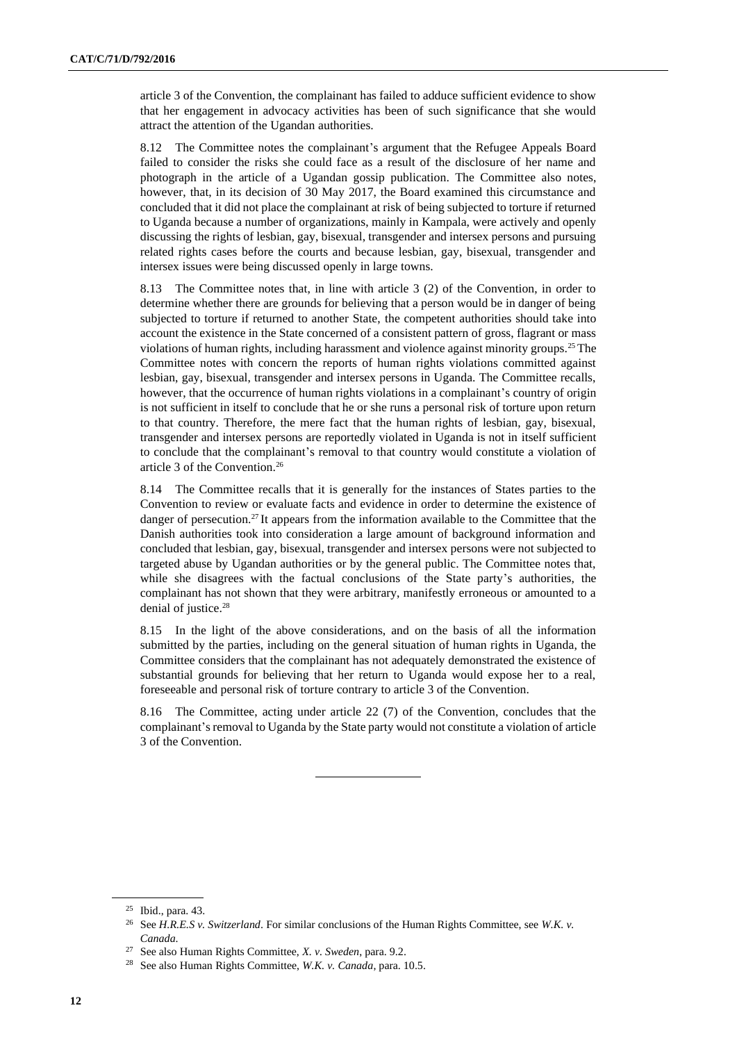article 3 of the Convention, the complainant has failed to adduce sufficient evidence to show that her engagement in advocacy activities has been of such significance that she would attract the attention of the Ugandan authorities.

8.12 The Committee notes the complainant's argument that the Refugee Appeals Board failed to consider the risks she could face as a result of the disclosure of her name and photograph in the article of a Ugandan gossip publication. The Committee also notes, however, that, in its decision of 30 May 2017, the Board examined this circumstance and concluded that it did not place the complainant at risk of being subjected to torture if returned to Uganda because a number of organizations, mainly in Kampala, were actively and openly discussing the rights of lesbian, gay, bisexual, transgender and intersex persons and pursuing related rights cases before the courts and because lesbian, gay, bisexual, transgender and intersex issues were being discussed openly in large towns.

8.13 The Committee notes that, in line with article 3 (2) of the Convention, in order to determine whether there are grounds for believing that a person would be in danger of being subjected to torture if returned to another State, the competent authorities should take into account the existence in the State concerned of a consistent pattern of gross, flagrant or mass violations of human rights, including harassment and violence against minority groups.[25] The Committee notes with concern the reports of human rights violations committed against lesbian, gay, bisexual, transgender and intersex persons in Uganda. The Committee recalls, however, that the occurrence of human rights violations in a complainant's country of origin is not sufficient in itself to conclude that he or she runs a personal risk of torture upon return to that country. Therefore, the mere fact that the human rights of lesbian, gay, bisexual, transgender and intersex persons are reportedly violated in Uganda is not in itself sufficient to conclude that the complainant's removal to that country would constitute a violation of article 3 of the Convention.[26]

8.14 The Committee recalls that it is generally for the instances of States parties to the Convention to review or evaluate facts and evidence in order to determine the existence of danger of persecution.[27] It appears from the information available to the Committee that the Danish authorities took into consideration a large amount of background information and concluded that lesbian, gay, bisexual, transgender and intersex persons were not subjected to targeted abuse by Ugandan authorities or by the general public. The Committee notes that, while she disagrees with the factual conclusions of the State party's authorities, the complainant has not shown that they were arbitrary, manifestly erroneous or amounted to a denial of justice.[28]

8.15 In the light of the above considerations, and on the basis of all the information submitted by the parties, including on the general situation of human rights in Uganda, the Committee considers that the complainant has not adequately demonstrated the existence of substantial grounds for believing that her return to Uganda would expose her to a real, foreseeable and personal risk of torture contrary to article 3 of the Convention.

8.16 The Committee, acting under article 22 (7) of the Convention, concludes that the complainant's removal to Uganda by the State party would not constitute a violation of article 3 of the Convention.

---

[25] Ibid., para. 43.

[26] See *H.R.E.S v. Switzerland*. For similar conclusions of the Human Rights Committee, see *W.K. v. Canada*.

[27] See also Human Rights Committee, *X. v. Sweden*, para. 9.2.

[28] See also Human Rights Committee, *W.K. v. Canada*, para. 10.5.